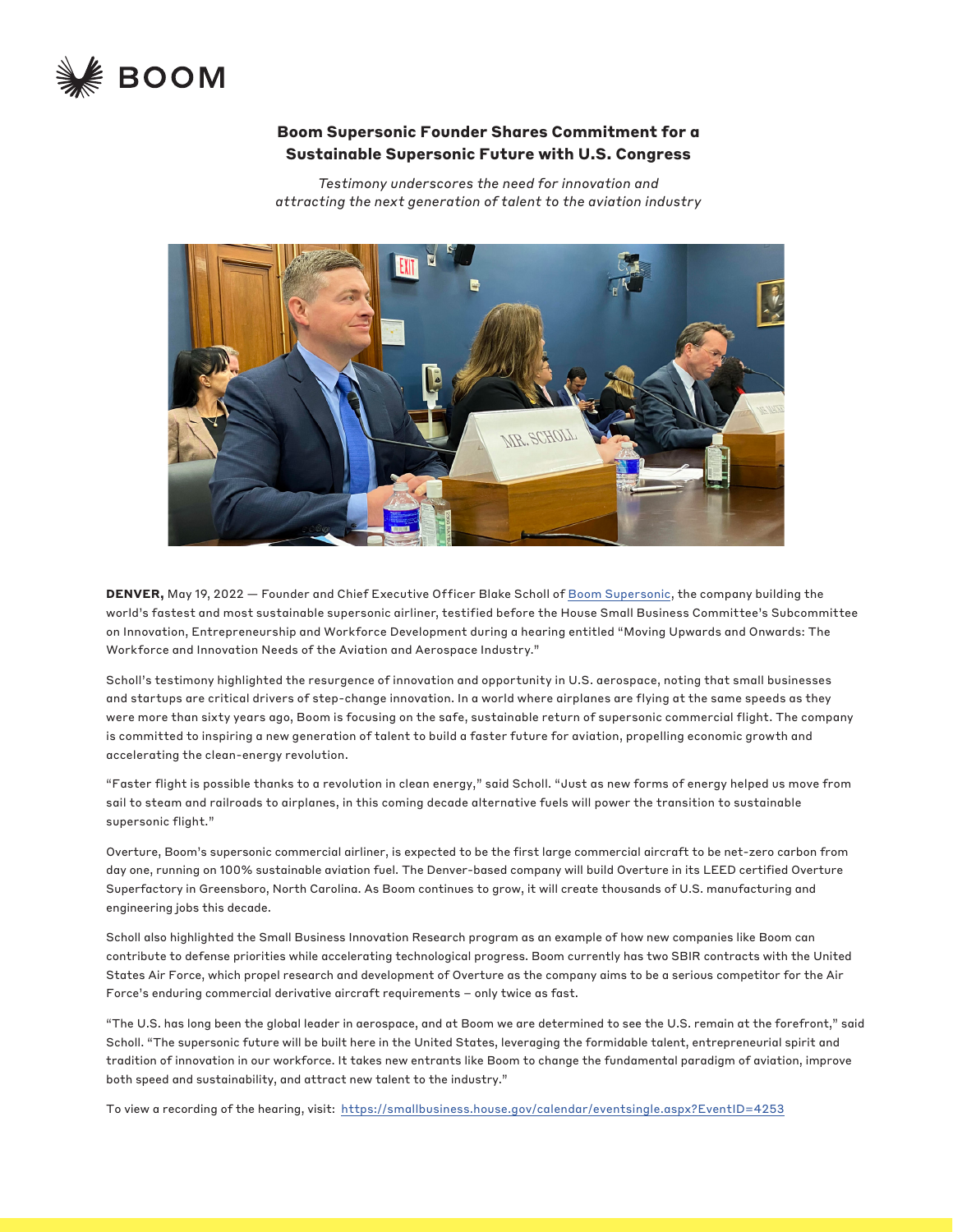BOOM

# Boom Supersonic Founder Shares Commitment for a Sustainable Supersonic Future with U.S. Congress

*Testimony underscores the need for innovation and attracting the next generation of talent to the aviation industry*

**DENVER,** May 19, 2022 — Founder and Chief Executive Officer Blake Scholl of Boom Supersonic, the company building the world's fastest and most sustainable supersonic airliner, testified before the House Small Business Committee's Subcommittee on Innovation, Entrepreneurship and Workforce Development during a hearing entitled "Moving Upwards and Onwards: The Workforce and Innovation Needs of the Aviation and Aerospace Industry."

Scholl's testimony highlighted the resurgence of innovation and opportunity in U.S. aerospace, noting that small businesses and startups are critical drivers of step-change innovation. In a world where airplanes are flying at the same speeds as they were more than sixty years ago, Boom is focusing on the safe, sustainable return of supersonic commercial flight. The company is committed to inspiring a new generation of talent to build a faster future for aviation, propelling economic growth and accelerating the clean-energy revolution.

"Faster flight is possible thanks to a revolution in clean energy," said Scholl. "Just as new forms of energy helped us move from sail to steam and railroads to airplanes, in this coming decade alternative fuels will power the transition to sustainable supersonic flight."

Overture, Boom's supersonic commercial airliner, is expected to be the first large commercial aircraft to be net-zero carbon from day one, running on 100% sustainable aviation fuel. The Denver-based company will build Overture in its LEED certified Overture Superfactory in Greensboro, North Carolina. As Boom continues to grow, it will create thousands of U.S. manufacturing and engineering jobs this decade.

Scholl also highlighted the Small Business Innovation Research program as an example of how new companies like Boom can contribute to defense priorities while accelerating technological progress. Boom currently has two SBIR contracts with the United States Air Force, which propel research and development of Overture as the company aims to be a serious competitor for the Air Force's enduring commercial derivative aircraft requirements – only twice as fast.

"The U.S. has long been the global leader in aerospace, and at Boom we are determined to see the U.S. remain at the forefront," said Scholl. "The supersonic future will be built here in the United States, leveraging the formidable talent, entrepreneurial spirit and tradition of innovation in our workforce. It takes new entrants like Boom to change the fundamental paradigm of aviation, improve both speed and sustainability, and attract new talent to the industry."

To view a recording of the hearing, visit: https://smallbusiness.house.gov/calendar/eventsingle.aspx?EventID=4253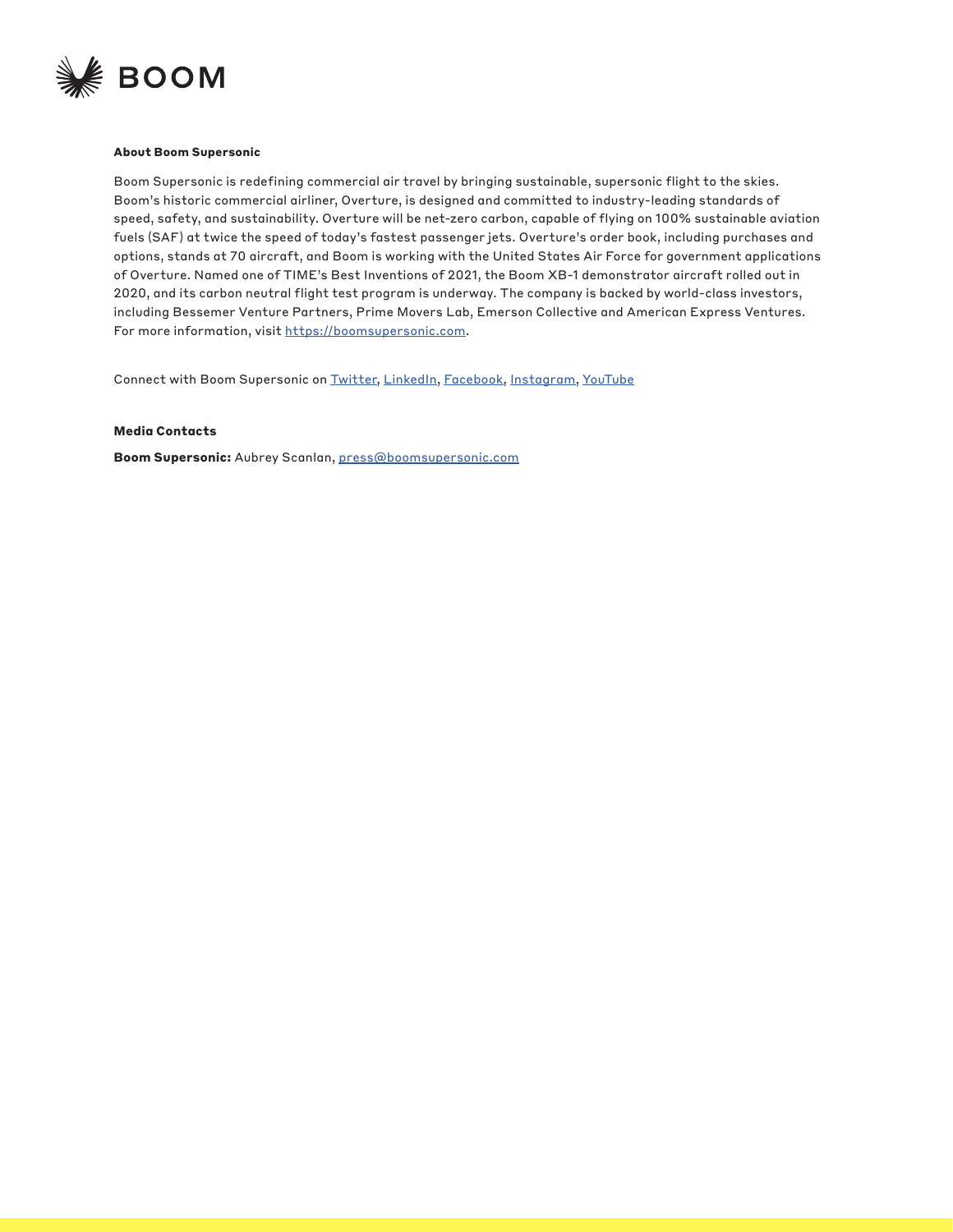**About Boom Supersonic**

Boom Supersonic is redefining commercial air travel by bringing sustainable, supersonic flight to the skies. Boom's historic commercial airliner, Overture, is designed and committed to industry-leading standards of speed, safety, and sustainability. Overture will be net-zero carbon, capable of flying on 100% sustainable aviation fuels (SAF) at twice the speed of today's fastest passenger jets. Overture's order book, including purchases and options, stands at 70 aircraft, and Boom is working with the United States Air Force for government applications of Overture. Named one of TIME's Best Inventions of 2021, the Boom XB-1 demonstrator aircraft rolled out in 2020, and its carbon neutral flight test program is underway. The company is backed by world-class investors, including Bessemer Venture Partners, Prime Movers Lab, Emerson Collective and American Express Ventures. For more information, visit https://boomsupersonic.com.

Connect with Boom Supersonic on Twitter, LinkedIn, Facebook, Instagram, YouTube

**Media Contacts**

**Boom Supersonic:** Aubrey Scanlan, press@boomsupersonic.com